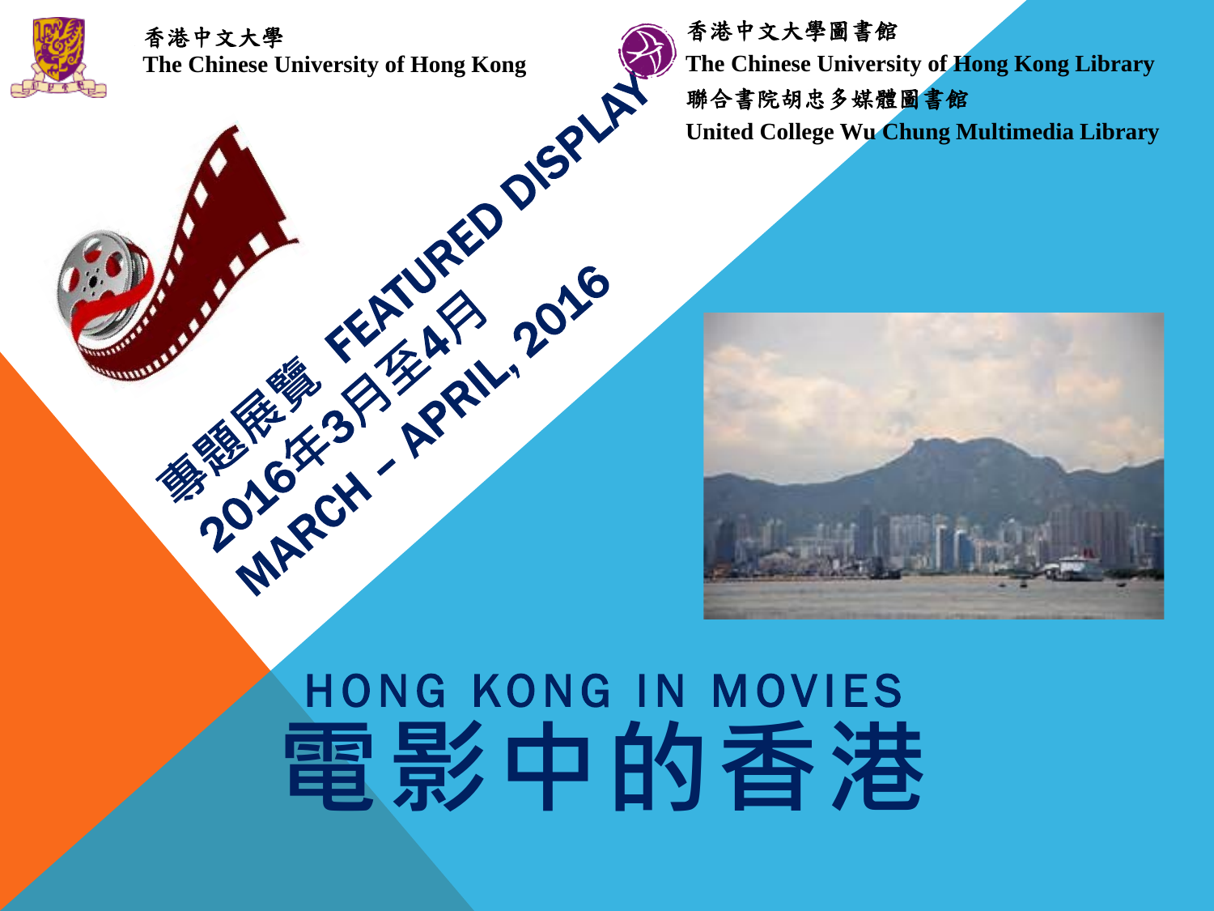香港中文大學
The Chinese University of Hong Kong

香港中文大學圖書館
The Chinese University of Hong Kong Library
聯合書院胡忠多媒體圖書館
United College Wu Chung Multimedia Library

專題展覽 FEATURED DISPLAY
2016年3月至4月
MARCH – APRIL, 2016

# HONG KONG IN MOVIES
# 電影中的香港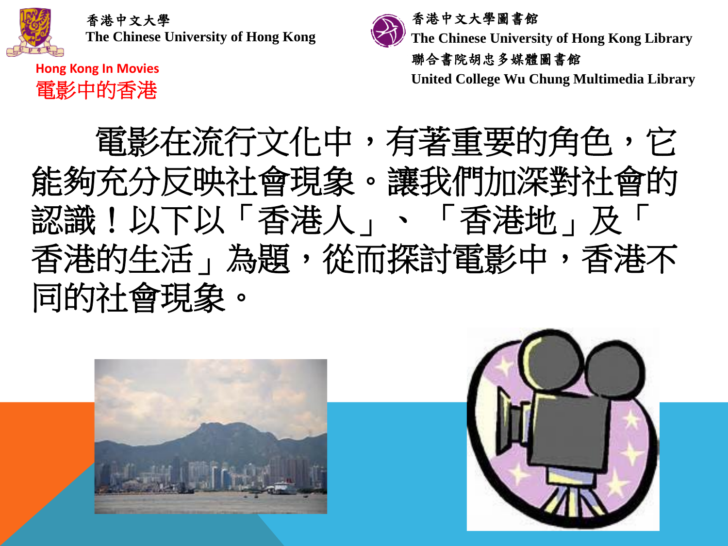香港中文大學
The Chinese University of Hong Kong

香港中文大學圖書館
The Chinese University of Hong Kong Library
聯合書院胡忠多媒體圖書館
United College Wu Chung Multimedia Library

Hong Kong In Movies
電影中的香港

電影在流行文化中，有著重要的角色，它能夠充分反映社會現象。讓我們加深對社會的認識！以下以「香港人」、「香港地」及「香港的生活」為題，從而探討電影中，香港不同的社會現象。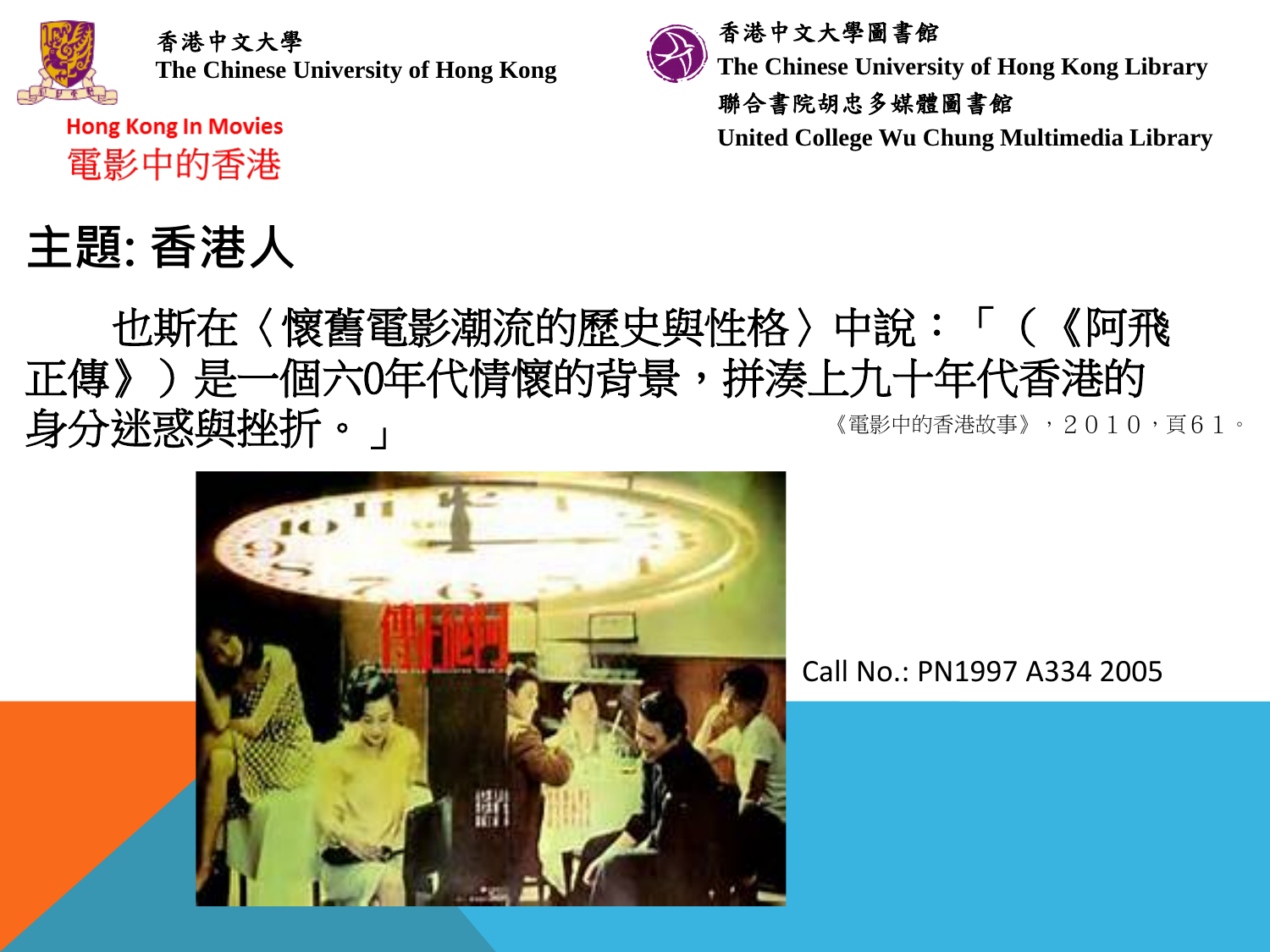香港中文大學
The Chinese University of Hong Kong

Hong Kong In Movies
電影中的香港

香港中文大學圖書館
The Chinese University of Hong Kong Library
聯合書院胡忠多媒體圖書館
United College Wu Chung Multimedia Library

# 主題: 香港人

也斯在〈懷舊電影潮流的歷史與性格〉中說：「（《阿飛正傳》）是一個六0年代情懷的背景，拼湊上九十年代香港的身分迷惑與挫折。」

《電影中的香港故事》，２０１０，頁６１。

Call No.: PN1997 A334 2005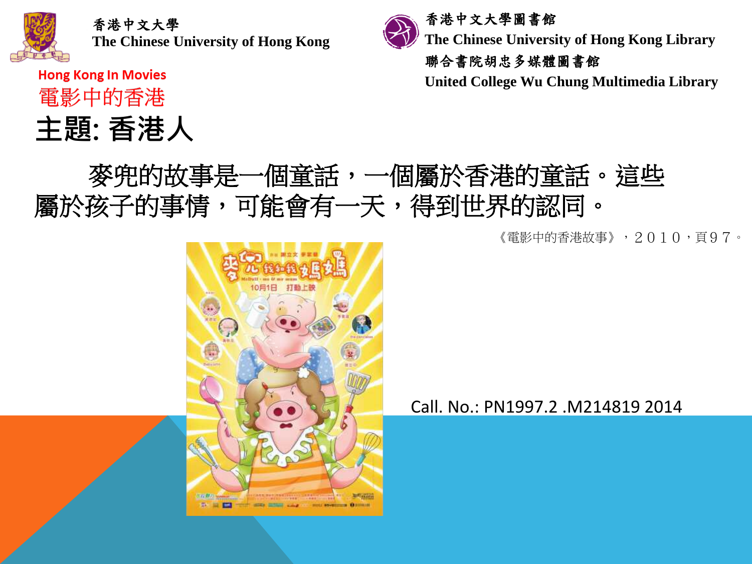香港中文大學
The Chinese University of Hong Kong

香港中文大學圖書館
The Chinese University of Hong Kong Library
聯合書院胡忠多媒體圖書館
United College Wu Chung Multimedia Library

Hong Kong In Movies
電影中的香港

# 主題: 香港人

麥兜的故事是一個童話，一個屬於香港的童話。這些屬於孩子的事情，可能會有一天，得到世界的認同。

《電影中的香港故事》，２０１０，頁９７。

Call. No.: PN1997.2 .M214819 2014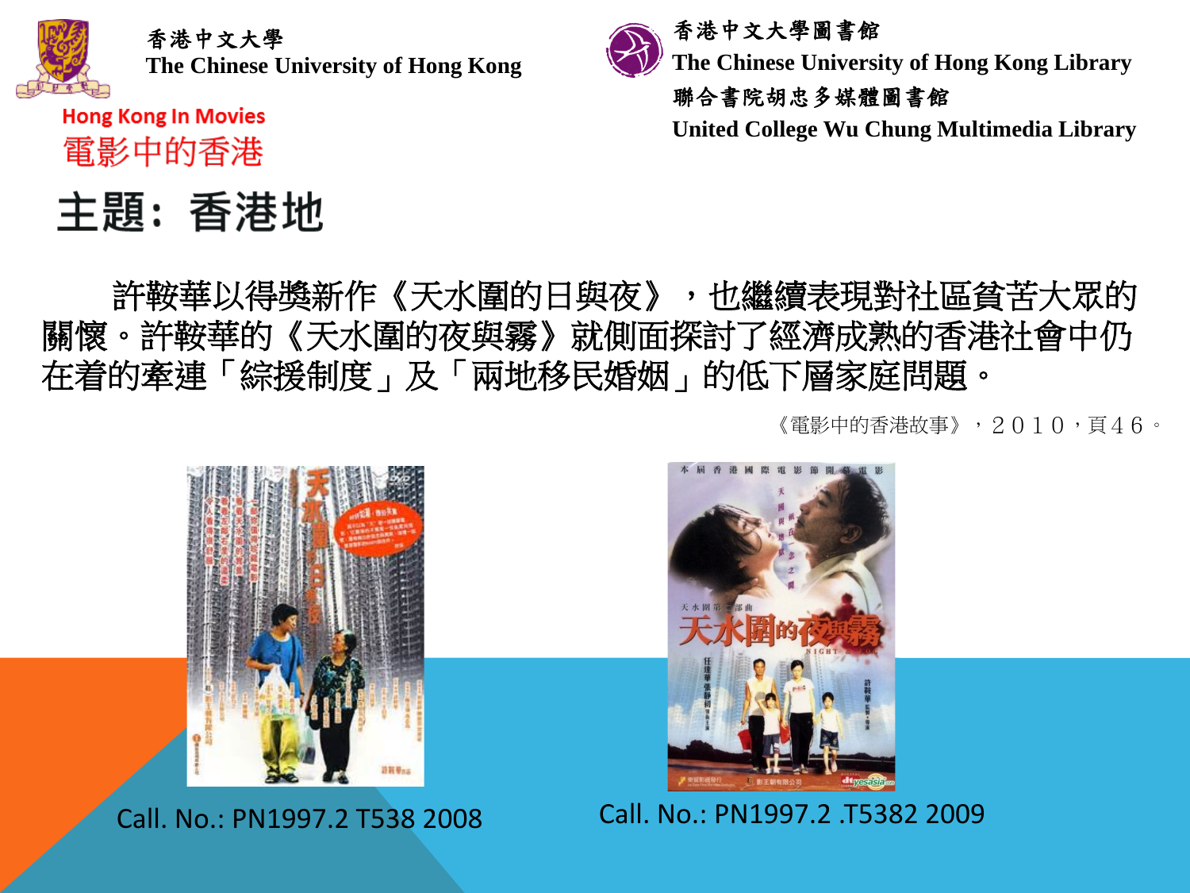香港中文大學
The Chinese University of Hong Kong

香港中文大學圖書館
The Chinese University of Hong Kong Library
聯合書院胡忠多媒體圖書館
United College Wu Chung Multimedia Library

Hong Kong In Movies
電影中的香港

# 主題：香港地

許鞍華以得獎新作《天水圍的日與夜》，也繼續表現對社區貧苦大眾的關懷。許鞍華的《天水圍的夜與霧》就側面探討了經濟成熟的香港社會中仍在着的牽連「綜援制度」及「兩地移民婚姻」的低下層家庭問題。

《電影中的香港故事》，２０１０，頁４６。

Call. No.: PN1997.2 T538 2008

Call. No.: PN1997.2 .T5382 2009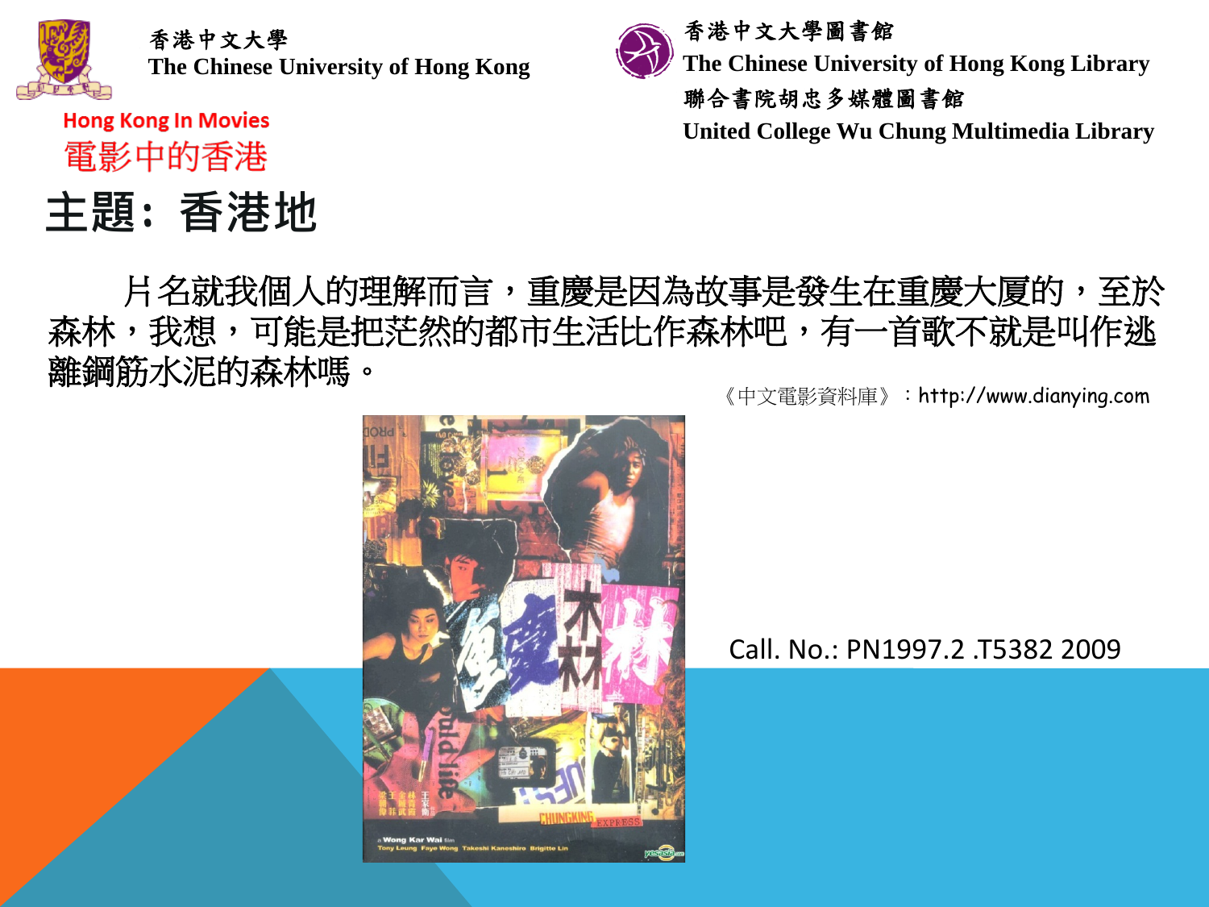香港中文大學
The Chinese University of Hong Kong

香港中文大學圖書館
The Chinese University of Hong Kong Library
聯合書院胡忠多媒體圖書館
United College Wu Chung Multimedia Library

Hong Kong In Movies
電影中的香港

# 主題：香港地

片名就我個人的理解而言，重慶是因為故事是發生在重慶大厦的，至於森林，我想，可能是把茫然的都市生活比作森林吧，有一首歌不就是叫作逃離鋼筋水泥的森林嗎。

《中文電影資料庫》：http://www.dianying.com

Call. No.: PN1997.2 .T5382 2009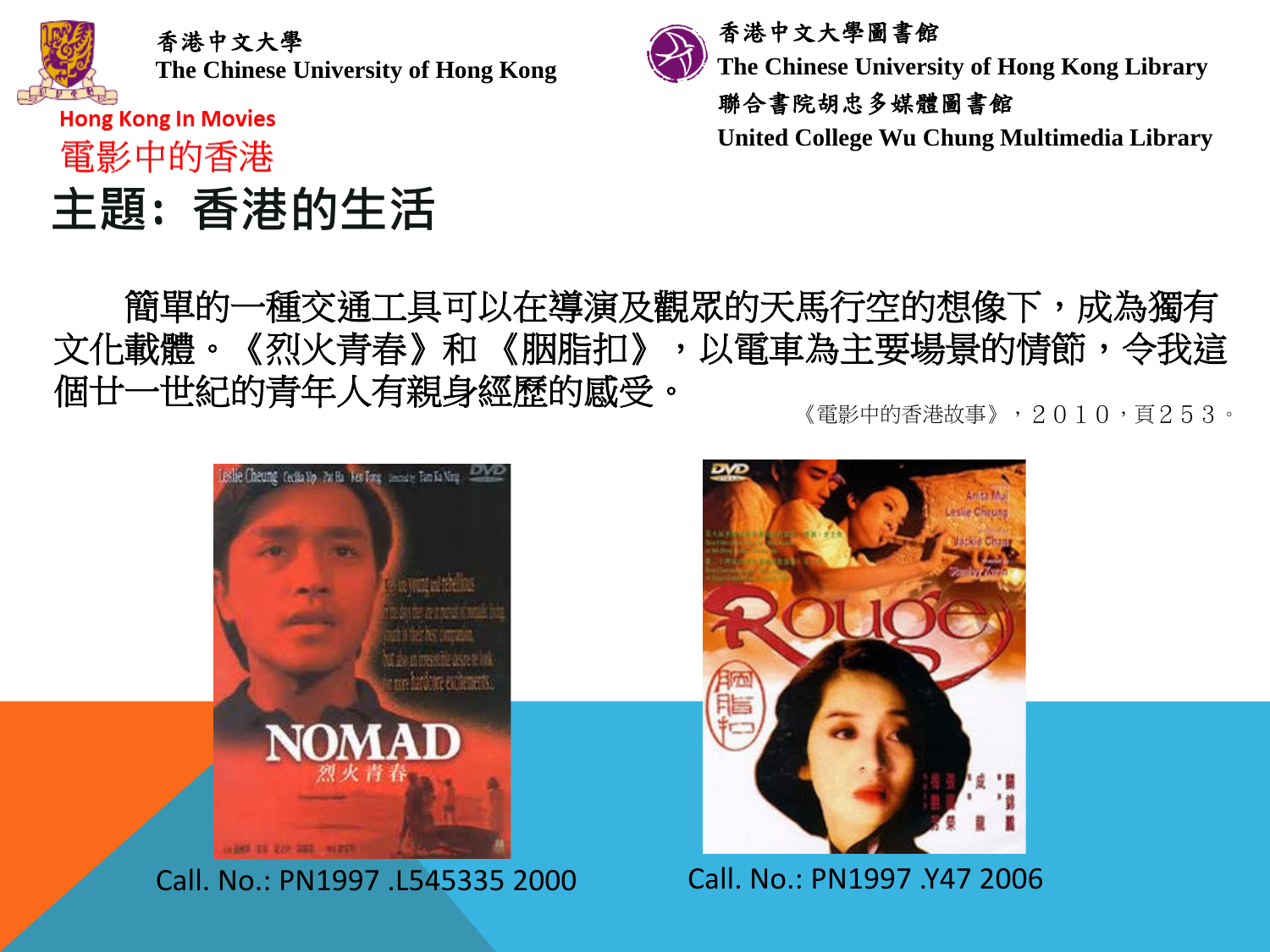香港中文大學
The Chinese University of Hong Kong

香港中文大學圖書館
The Chinese University of Hong Kong Library
聯合書院胡忠多媒體圖書館
United College Wu Chung Multimedia Library

Hong Kong In Movies
電影中的香港

# 主題：香港的生活

簡單的一種交通工具可以在導演及觀眾的天馬行空的想像下，成為獨有文化載體。《烈火青春》和《胭脂扣》，以電車為主要場景的情節，令我這個廿一世紀的青年人有親身經歷的感受。

《電影中的香港故事》，２０１０，頁２５３。

Call. No.: PN1997 .L545335 2000

Call. No.: PN1997 .Y47 2006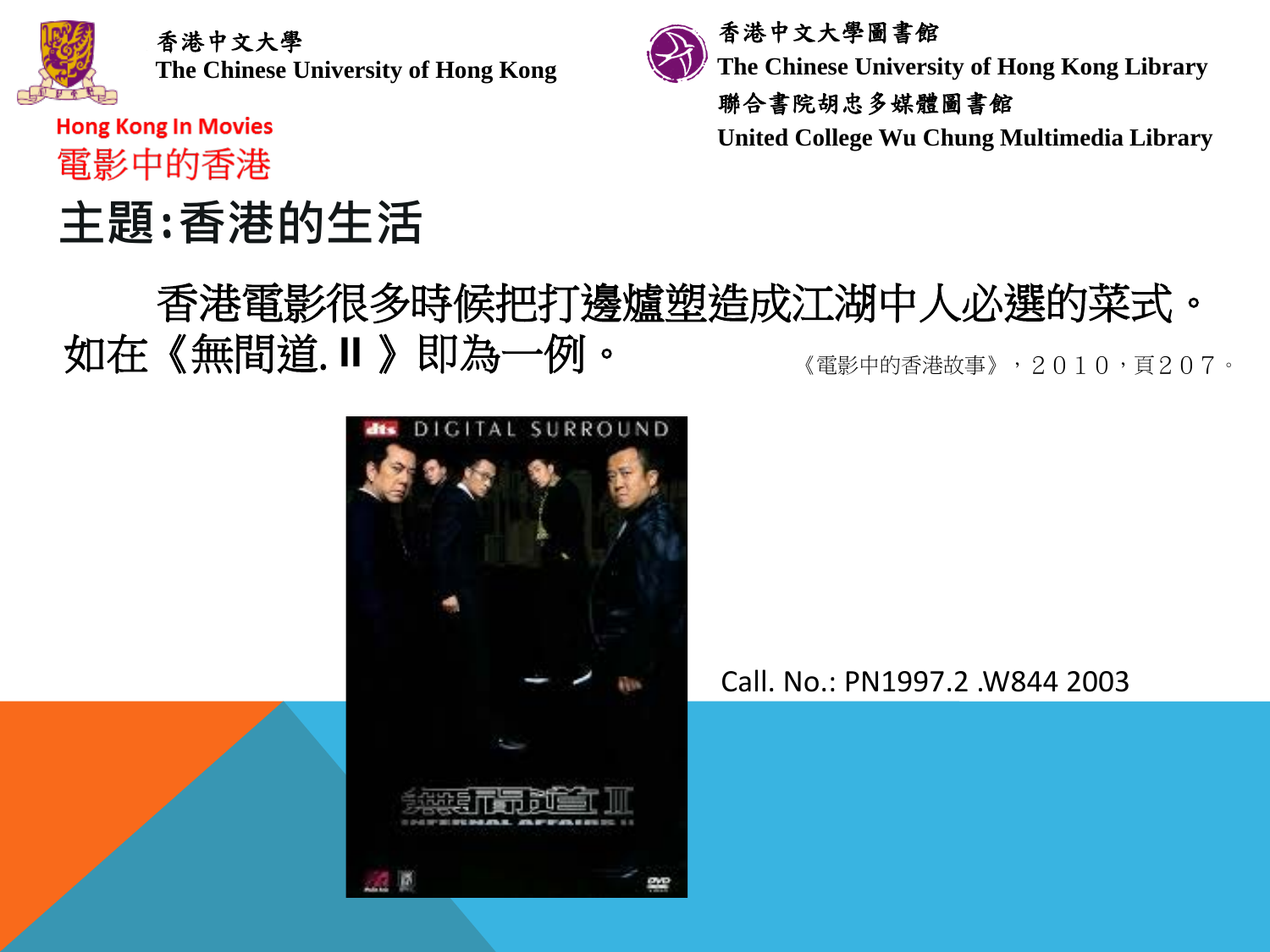香港中文大學
The Chinese University of Hong Kong

香港中文大學圖書館
The Chinese University of Hong Kong Library
聯合書院胡忠多媒體圖書館
United College Wu Chung Multimedia Library

Hong Kong In Movies
電影中的香港

# 主題:香港的生活

香港電影很多時候把打邊爐塑造成江湖中人必選的菜式。如在《無間道. II 》即為一例。 《電影中的香港故事》，２０１０，頁２０７。

Call. No.: PN1997.2 .W844 2003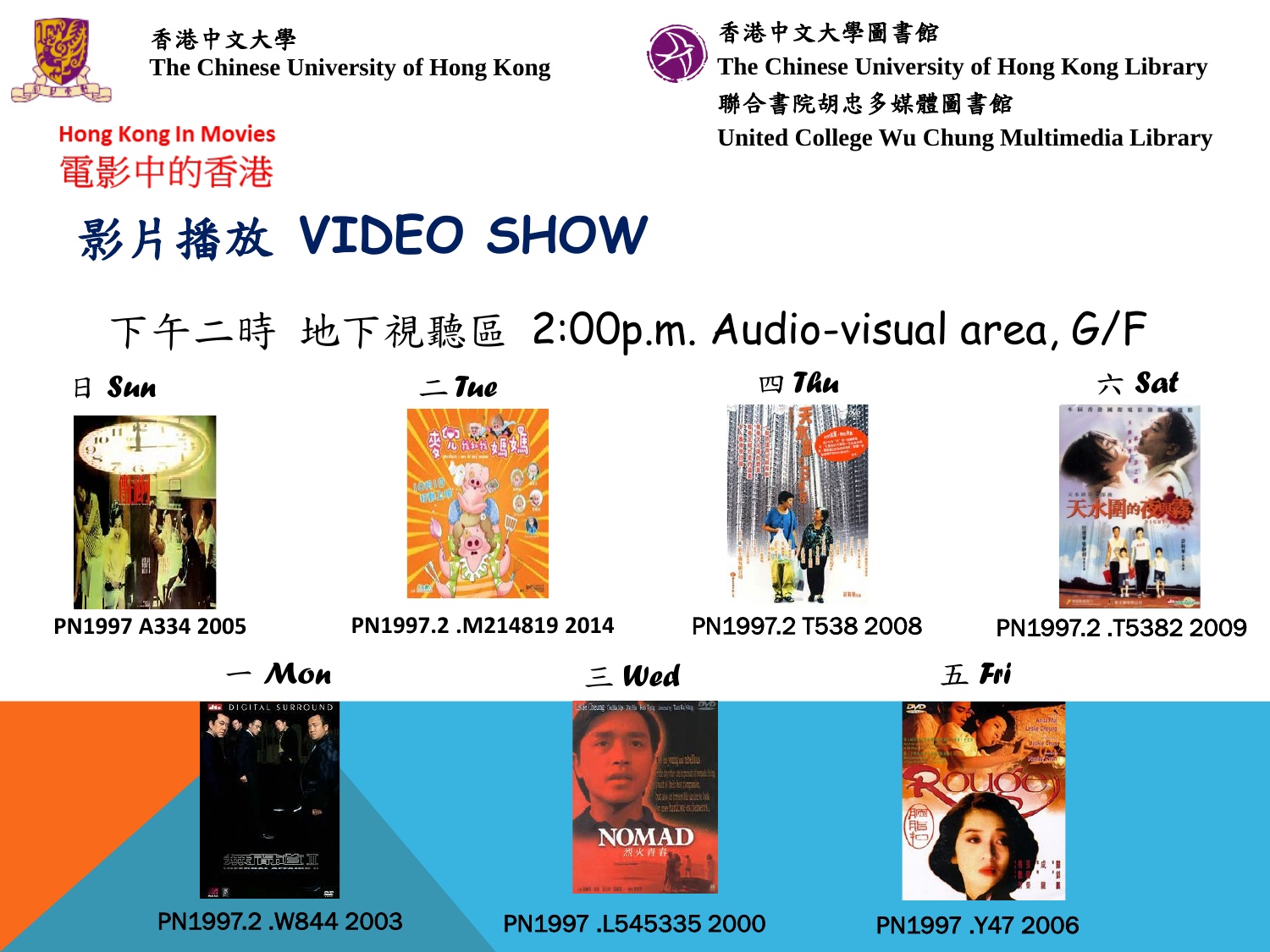香港中文大學
The Chinese University of Hong Kong

香港中文大學圖書館
The Chinese University of Hong Kong Library
聯合書院胡忠多媒體圖書館
United College Wu Chung Multimedia Library

Hong Kong In Movies
電影中的香港

# 影片播放 VIDEO SHOW

## 下午二時 地下視聽區 2:00p.m. Audio-visual area, G/F

日 Sun
PN1997 A334 2005

二 Tue
PN1997.2 .M214819 2014

四 Thu
PN1997.2 T538 2008

六 Sat
PN1997.2 .T5382 2009

一 Mon
PN1997.2 .W844 2003

三 Wed
PN1997 .L545335 2000

五 Fri
PN1997 .Y47 2006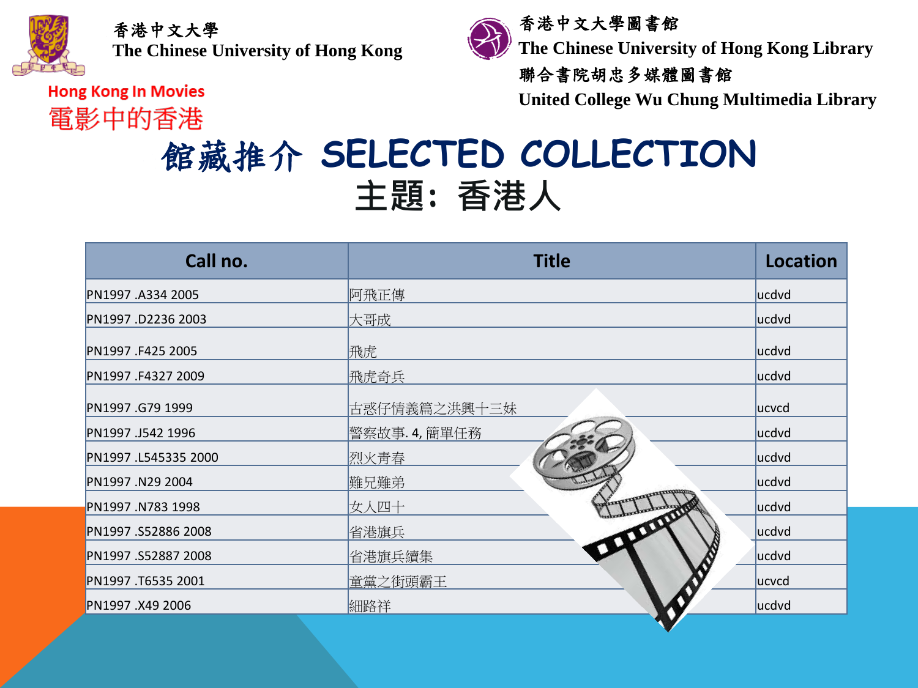香港中文大學
The Chinese University of Hong Kong

香港中文大學圖書館
The Chinese University of Hong Kong Library
聯合書院胡忠多媒體圖書館
United College Wu Chung Multimedia Library

Hong Kong In Movies
電影中的香港

# 館藏推介 SELECTED COLLECTION

## 主題：香港人

| Call no. | Title | Location |
|---|---|---|
| PN1997 .A334 2005 | 阿飛正傳 | ucdvd |
| PN1997 .D2236 2003 | 大哥成 | ucdvd |
| PN1997 .F425 2005 | 飛虎 | ucdvd |
| PN1997 .F4327 2009 | 飛虎奇兵 | ucdvd |
| PN1997 .G79 1999 | 古惑仔情義篇之洪興十三妹 | ucvcd |
| PN1997 .J542 1996 | 警察故事. 4, 簡單任務 | ucdvd |
| PN1997 .L545335 2000 | 烈火青春 | ucdvd |
| PN1997 .N29 2004 | 難兄難弟 | ucdvd |
| PN1997 .N783 1998 | 女人四十 | ucdvd |
| PN1997 .S52886 2008 | 省港旗兵 | ucdvd |
| PN1997 .S52887 2008 | 省港旗兵續集 | ucdvd |
| PN1997 .T6535 2001 | 童黨之街頭霸王 | ucvcd |
| PN1997 .X49 2006 | 細路祥 | ucdvd |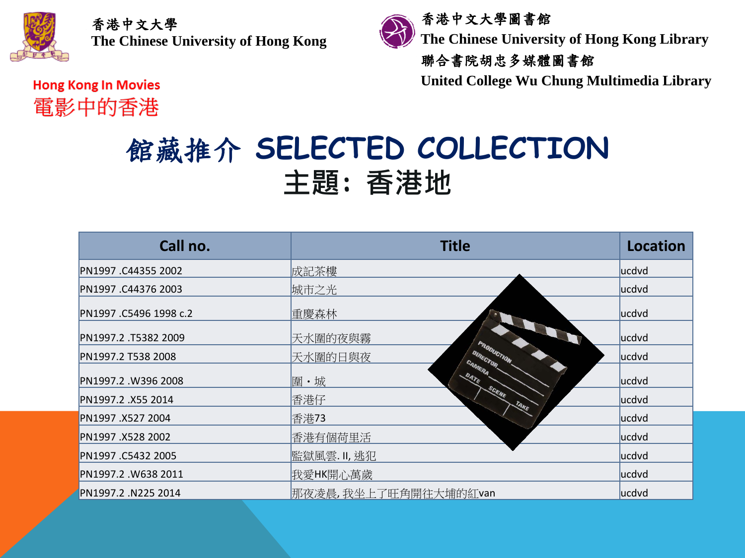香港中文大學
The Chinese University of Hong Kong

香港中文大學圖書館
The Chinese University of Hong Kong Library
聯合書院胡忠多媒體圖書館
United College Wu Chung Multimedia Library

Hong Kong In Movies
電影中的香港

# 館藏推介 SELECTED COLLECTION
## 主題：香港地

| Call no. | Title | Location |
|---|---|---|
| PN1997 .C44355 2002 | 成記茶樓 | ucdvd |
| PN1997 .C44376 2003 | 城市之光 | ucdvd |
| PN1997 .C5496 1998 c.2 | 重慶森林 | ucdvd |
| PN1997.2 .T5382 2009 | 天水圍的夜與霧 | ucdvd |
| PN1997.2 T538 2008 | 天水圍的日與夜 | ucdvd |
| PN1997.2 .W396 2008 | 圍・城 | ucdvd |
| PN1997.2 .X55 2014 | 香港仔 | ucdvd |
| PN1997 .X527 2004 | 香港73 | ucdvd |
| PN1997 .X528 2002 | 香港有個荷里活 | ucdvd |
| PN1997 .C5432 2005 | 監獄風雲. II, 逃犯 | ucdvd |
| PN1997.2 .W638 2011 | 我愛HK開心萬歲 | ucdvd |
| PN1997.2 .N225 2014 | 那夜凌晨, 我坐上了旺角開往大埔的紅van | ucdvd |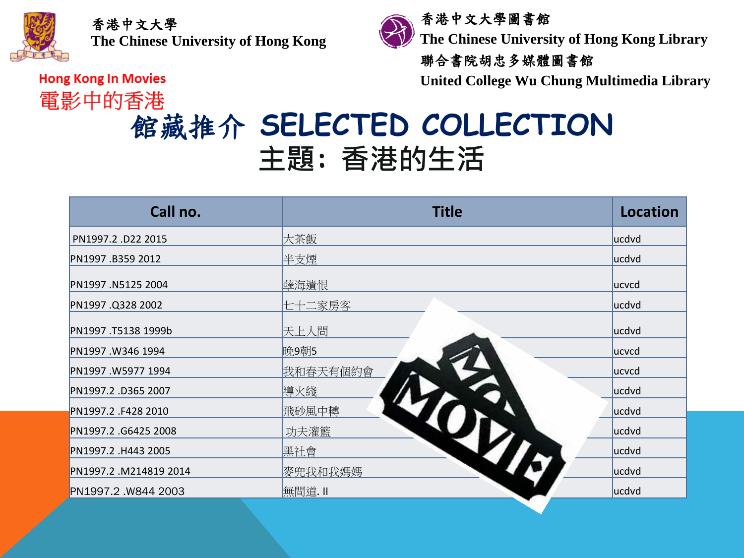香港中文大學
The Chinese University of Hong Kong

香港中文大學圖書館
The Chinese University of Hong Kong Library
聯合書院胡忠多媒體圖書館
United College Wu Chung Multimedia Library

Hong Kong In Movies
電影中的香港

# 館藏推介 SELECTED COLLECTION
## 主題：香港的生活

| Call no. | Title | Location |
|---|---|---|
| PN1997.2 .D22 2015 | 大茶飯 | ucdvd |
| PN1997 .B359 2012 | 半支煙 | ucdvd |
| PN1997 .N5125 2004 | 孽海遺恨 | ucvcd |
| PN1997 .Q328 2002 | 七十二家房客 | ucdvd |
| PN1997 .T5138 1999b | 天上人間 | ucdvd |
| PN1997 .W346 1994 | 晚9朝5 | ucvcd |
| PN1997 .W5977 1994 | 我和春天有個約會 | ucvcd |
| PN1997.2 .D365 2007 | 導火綫 | ucdvd |
| PN1997.2 .F428 2010 | 飛砂風中轉 | ucdvd |
| PN1997.2 .G6425 2008 | 功夫灌籃 | ucdvd |
| PN1997.2 .H443 2005 | 黑社會 | ucdvd |
| PN1997.2 .M214819 2014 | 麥兜我和我媽媽 | ucdvd |
| PN1997.2 .W844 2003 | 無間道. II | ucdvd |